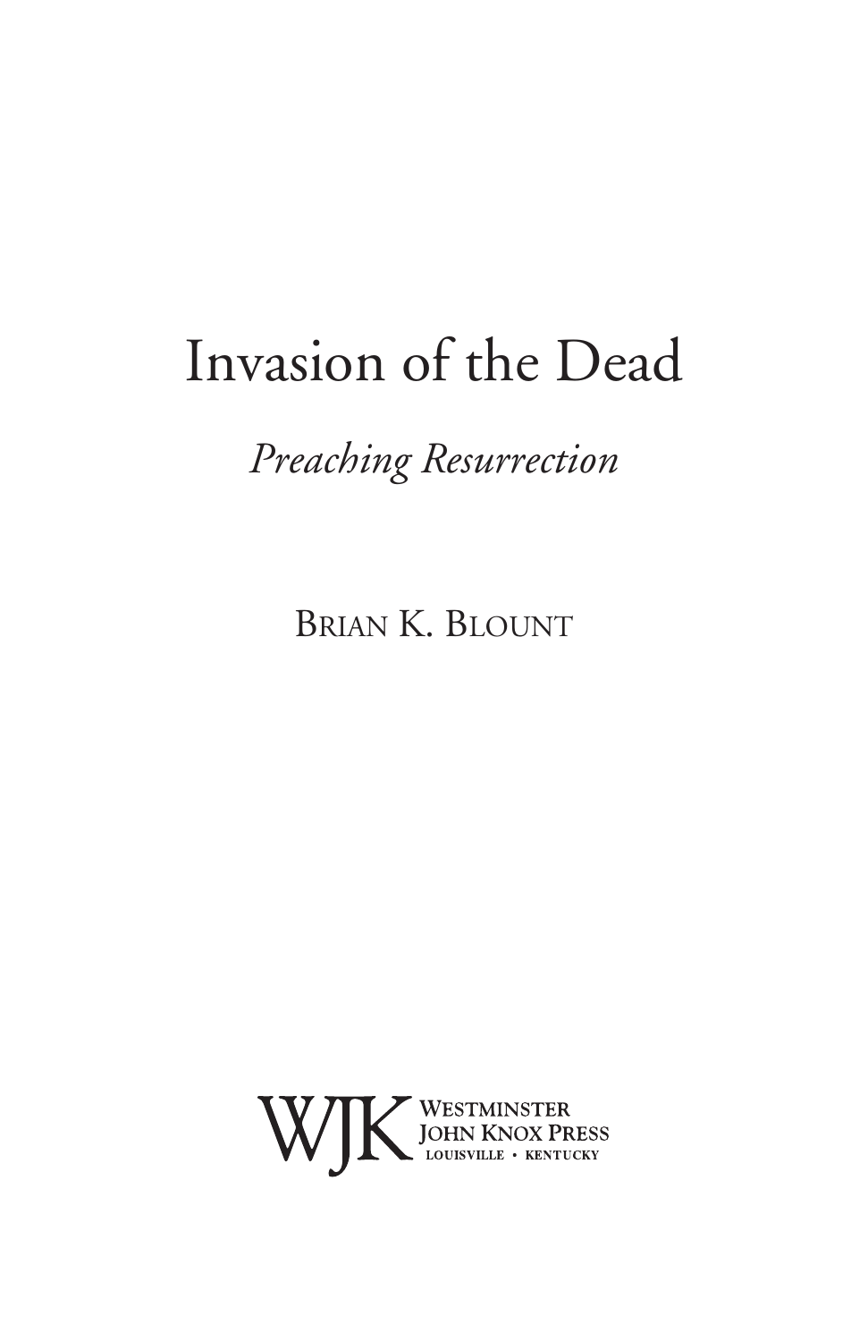# Invasion of the Dead

*Preaching Resurrection*

Brian K. Blount

WJK Westminster John Knox Press
Louisville • Kentucky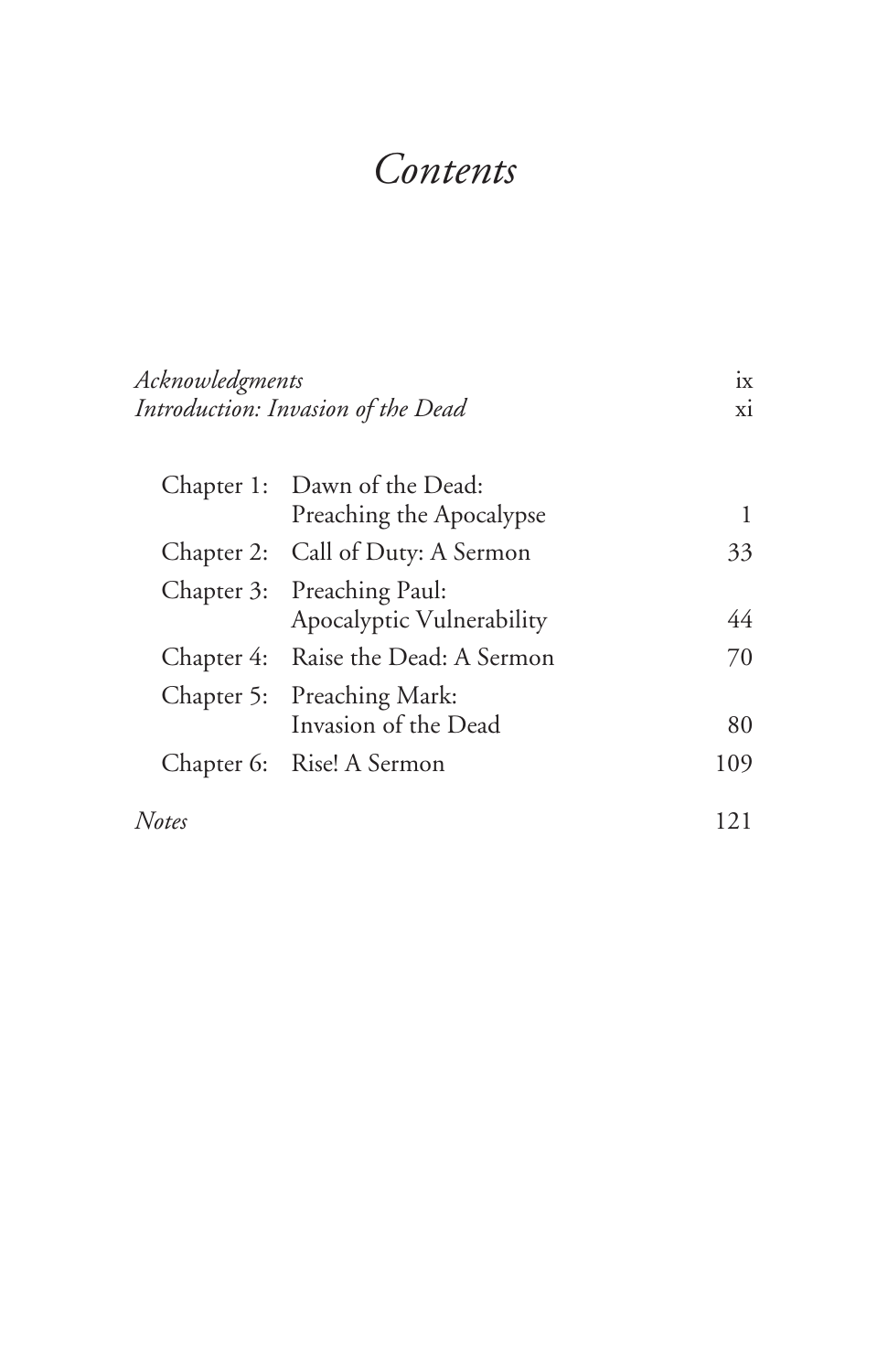# *Contents*

*Acknowledgments* ix

*Introduction: Invasion of the Dead* xi

Chapter 1: Dawn of the Dead: Preaching the Apocalypse 1

Chapter 2: Call of Duty: A Sermon 33

Chapter 3: Preaching Paul: Apocalyptic Vulnerability 44

Chapter 4: Raise the Dead: A Sermon 70

Chapter 5: Preaching Mark: Invasion of the Dead 80

Chapter 6: Rise! A Sermon 109

*Notes* 121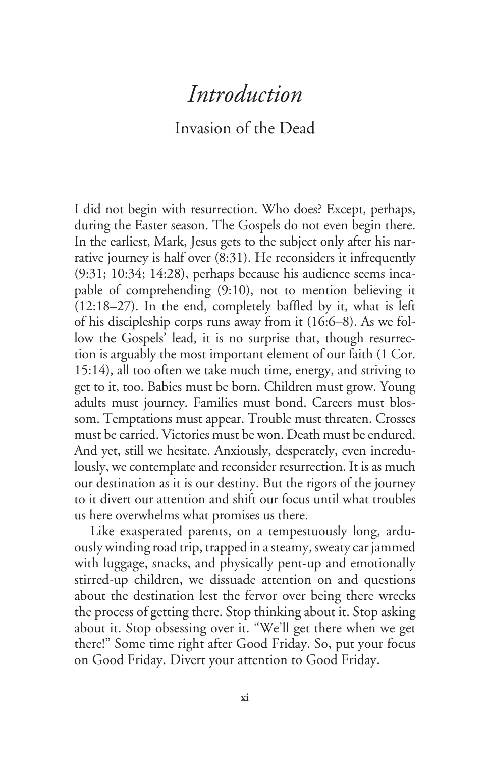# *Introduction*

## Invasion of the Dead

I did not begin with resurrection. Who does? Except, perhaps, during the Easter season. The Gospels do not even begin there. In the earliest, Mark, Jesus gets to the subject only after his narrative journey is half over (8:31). He reconsiders it infrequently (9:31; 10:34; 14:28), perhaps because his audience seems incapable of comprehending (9:10), not to mention believing it (12:18–27). In the end, completely baffled by it, what is left of his discipleship corps runs away from it (16:6–8). As we follow the Gospels' lead, it is no surprise that, though resurrection is arguably the most important element of our faith (1 Cor. 15:14), all too often we take much time, energy, and striving to get to it, too. Babies must be born. Children must grow. Young adults must journey. Families must bond. Careers must blossom. Temptations must appear. Trouble must threaten. Crosses must be carried. Victories must be won. Death must be endured. And yet, still we hesitate. Anxiously, desperately, even incredulously, we contemplate and reconsider resurrection. It is as much our destination as it is our destiny. But the rigors of the journey to it divert our attention and shift our focus until what troubles us here overwhelms what promises us there.

Like exasperated parents, on a tempestuously long, arduously winding road trip, trapped in a steamy, sweaty car jammed with luggage, snacks, and physically pent-up and emotionally stirred-up children, we dissuade attention on and questions about the destination lest the fervor over being there wrecks the process of getting there. Stop thinking about it. Stop asking about it. Stop obsessing over it. "We'll get there when we get there!" Some time right after Good Friday. So, put your focus on Good Friday. Divert your attention to Good Friday.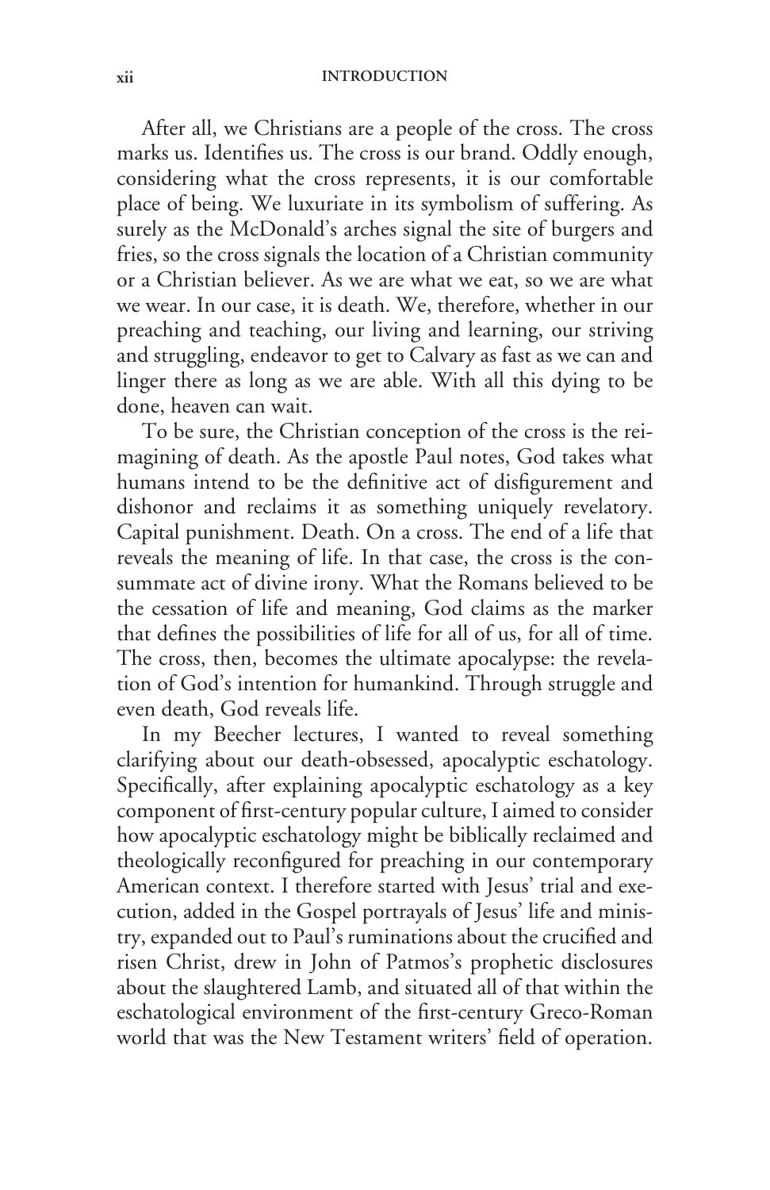After all, we Christians are a people of the cross. The cross marks us. Identifies us. The cross is our brand. Oddly enough, considering what the cross represents, it is our comfortable place of being. We luxuriate in its symbolism of suffering. As surely as the McDonald's arches signal the site of burgers and fries, so the cross signals the location of a Christian community or a Christian believer. As we are what we eat, so we are what we wear. In our case, it is death. We, therefore, whether in our preaching and teaching, our living and learning, our striving and struggling, endeavor to get to Calvary as fast as we can and linger there as long as we are able. With all this dying to be done, heaven can wait.

To be sure, the Christian conception of the cross is the reimagining of death. As the apostle Paul notes, God takes what humans intend to be the definitive act of disfigurement and dishonor and reclaims it as something uniquely revelatory. Capital punishment. Death. On a cross. The end of a life that reveals the meaning of life. In that case, the cross is the consummate act of divine irony. What the Romans believed to be the cessation of life and meaning, God claims as the marker that defines the possibilities of life for all of us, for all of time. The cross, then, becomes the ultimate apocalypse: the revelation of God's intention for humankind. Through struggle and even death, God reveals life.

In my Beecher lectures, I wanted to reveal something clarifying about our death-obsessed, apocalyptic eschatology. Specifically, after explaining apocalyptic eschatology as a key component of first-century popular culture, I aimed to consider how apocalyptic eschatology might be biblically reclaimed and theologically reconfigured for preaching in our contemporary American context. I therefore started with Jesus' trial and execution, added in the Gospel portrayals of Jesus' life and ministry, expanded out to Paul's ruminations about the crucified and risen Christ, drew in John of Patmos's prophetic disclosures about the slaughtered Lamb, and situated all of that within the eschatological environment of the first-century Greco-Roman world that was the New Testament writers' field of operation.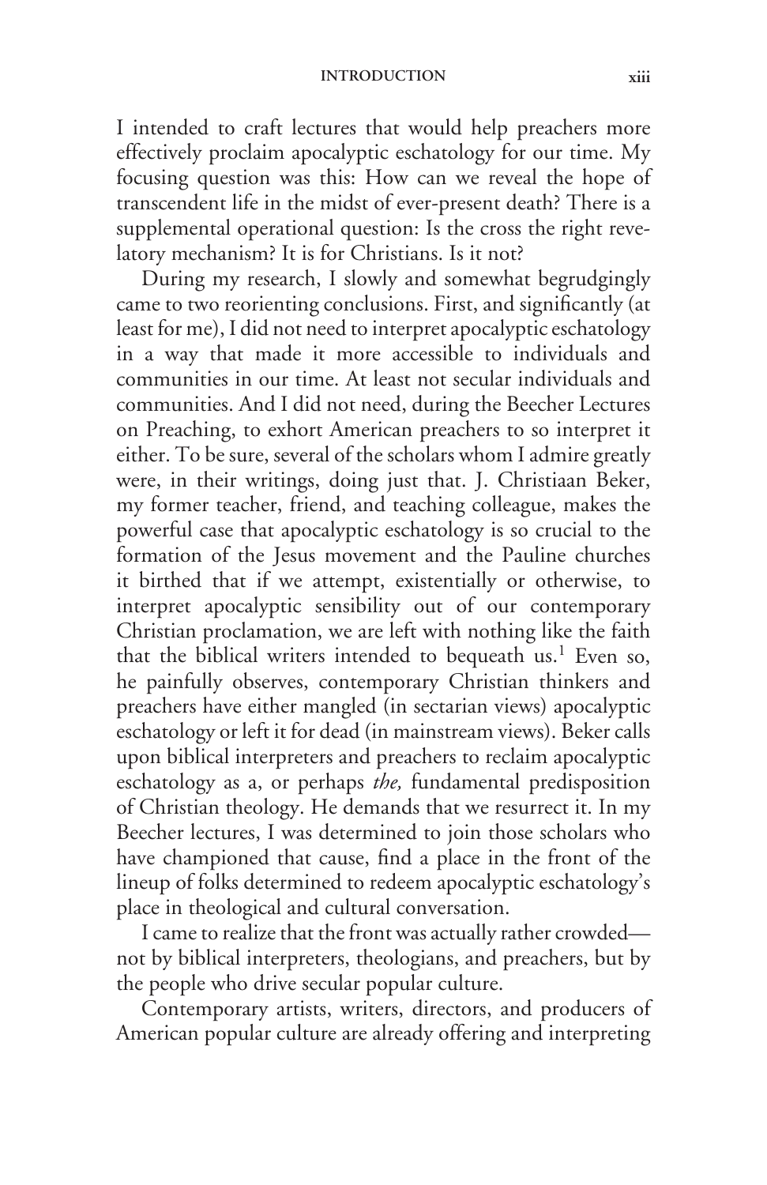I intended to craft lectures that would help preachers more effectively proclaim apocalyptic eschatology for our time. My focusing question was this: How can we reveal the hope of transcendent life in the midst of ever-present death? There is a supplemental operational question: Is the cross the right revelatory mechanism? It is for Christians. Is it not?

During my research, I slowly and somewhat begrudgingly came to two reorienting conclusions. First, and significantly (at least for me), I did not need to interpret apocalyptic eschatology in a way that made it more accessible to individuals and communities in our time. At least not secular individuals and communities. And I did not need, during the Beecher Lectures on Preaching, to exhort American preachers to so interpret it either. To be sure, several of the scholars whom I admire greatly were, in their writings, doing just that. J. Christiaan Beker, my former teacher, friend, and teaching colleague, makes the powerful case that apocalyptic eschatology is so crucial to the formation of the Jesus movement and the Pauline churches it birthed that if we attempt, existentially or otherwise, to interpret apocalyptic sensibility out of our contemporary Christian proclamation, we are left with nothing like the faith that the biblical writers intended to bequeath us.[1] Even so, he painfully observes, contemporary Christian thinkers and preachers have either mangled (in sectarian views) apocalyptic eschatology or left it for dead (in mainstream views). Beker calls upon biblical interpreters and preachers to reclaim apocalyptic eschatology as a, or perhaps *the,* fundamental predisposition of Christian theology. He demands that we resurrect it. In my Beecher lectures, I was determined to join those scholars who have championed that cause, find a place in the front of the lineup of folks determined to redeem apocalyptic eschatology's place in theological and cultural conversation.

I came to realize that the front was actually rather crowded—not by biblical interpreters, theologians, and preachers, but by the people who drive secular popular culture.

Contemporary artists, writers, directors, and producers of American popular culture are already offering and interpreting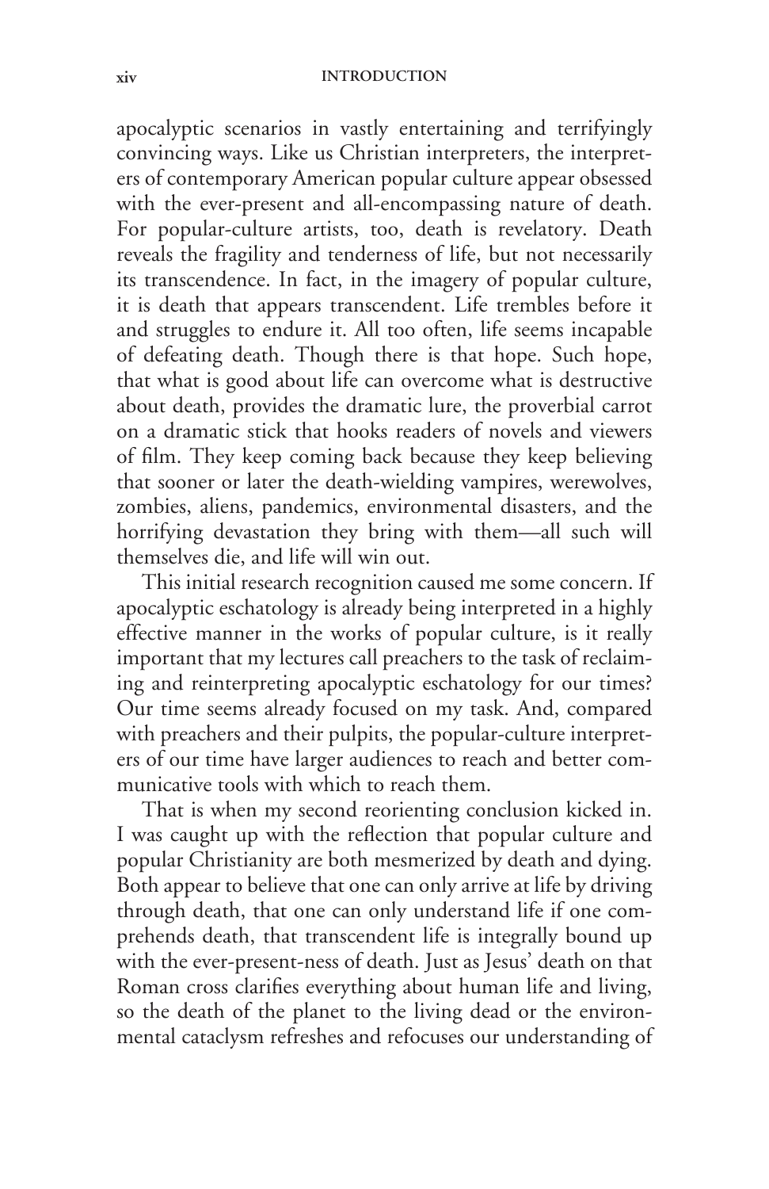apocalyptic scenarios in vastly entertaining and terrifyingly convincing ways. Like us Christian interpreters, the interpreters of contemporary American popular culture appear obsessed with the ever-present and all-encompassing nature of death. For popular-culture artists, too, death is revelatory. Death reveals the fragility and tenderness of life, but not necessarily its transcendence. In fact, in the imagery of popular culture, it is death that appears transcendent. Life trembles before it and struggles to endure it. All too often, life seems incapable of defeating death. Though there is that hope. Such hope, that what is good about life can overcome what is destructive about death, provides the dramatic lure, the proverbial carrot on a dramatic stick that hooks readers of novels and viewers of film. They keep coming back because they keep believing that sooner or later the death-wielding vampires, werewolves, zombies, aliens, pandemics, environmental disasters, and the horrifying devastation they bring with them—all such will themselves die, and life will win out.

This initial research recognition caused me some concern. If apocalyptic eschatology is already being interpreted in a highly effective manner in the works of popular culture, is it really important that my lectures call preachers to the task of reclaiming and reinterpreting apocalyptic eschatology for our times? Our time seems already focused on my task. And, compared with preachers and their pulpits, the popular-culture interpreters of our time have larger audiences to reach and better communicative tools with which to reach them.

That is when my second reorienting conclusion kicked in. I was caught up with the reflection that popular culture and popular Christianity are both mesmerized by death and dying. Both appear to believe that one can only arrive at life by driving through death, that one can only understand life if one comprehends death, that transcendent life is integrally bound up with the ever-present-ness of death. Just as Jesus' death on that Roman cross clarifies everything about human life and living, so the death of the planet to the living dead or the environmental cataclysm refreshes and refocuses our understanding of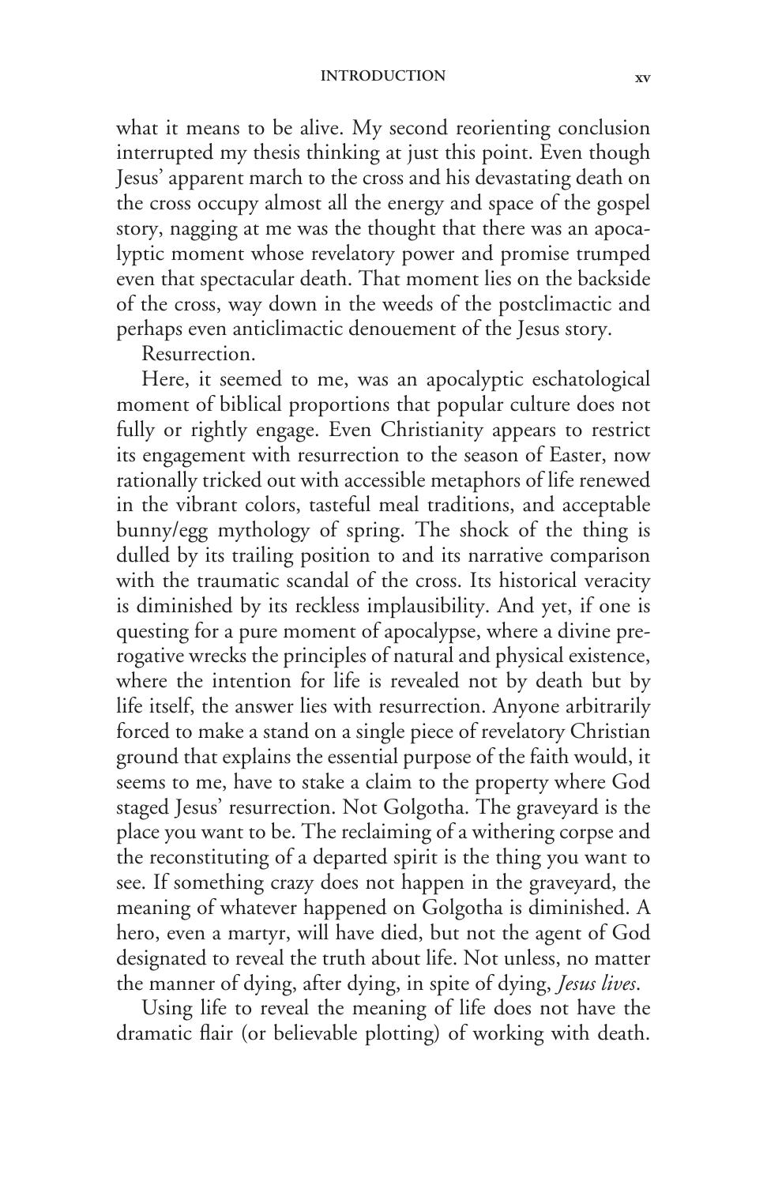what it means to be alive. My second reorienting conclusion interrupted my thesis thinking at just this point. Even though Jesus' apparent march to the cross and his devastating death on the cross occupy almost all the energy and space of the gospel story, nagging at me was the thought that there was an apocalyptic moment whose revelatory power and promise trumped even that spectacular death. That moment lies on the backside of the cross, way down in the weeds of the postclimactic and perhaps even anticlimactic denouement of the Jesus story.

Resurrection.

Here, it seemed to me, was an apocalyptic eschatological moment of biblical proportions that popular culture does not fully or rightly engage. Even Christianity appears to restrict its engagement with resurrection to the season of Easter, now rationally tricked out with accessible metaphors of life renewed in the vibrant colors, tasteful meal traditions, and acceptable bunny/egg mythology of spring. The shock of the thing is dulled by its trailing position to and its narrative comparison with the traumatic scandal of the cross. Its historical veracity is diminished by its reckless implausibility. And yet, if one is questing for a pure moment of apocalypse, where a divine prerogative wrecks the principles of natural and physical existence, where the intention for life is revealed not by death but by life itself, the answer lies with resurrection. Anyone arbitrarily forced to make a stand on a single piece of revelatory Christian ground that explains the essential purpose of the faith would, it seems to me, have to stake a claim to the property where God staged Jesus' resurrection. Not Golgotha. The graveyard is the place you want to be. The reclaiming of a withering corpse and the reconstituting of a departed spirit is the thing you want to see. If something crazy does not happen in the graveyard, the meaning of whatever happened on Golgotha is diminished. A hero, even a martyr, will have died, but not the agent of God designated to reveal the truth about life. Not unless, no matter the manner of dying, after dying, in spite of dying, *Jesus lives*.

Using life to reveal the meaning of life does not have the dramatic flair (or believable plotting) of working with death.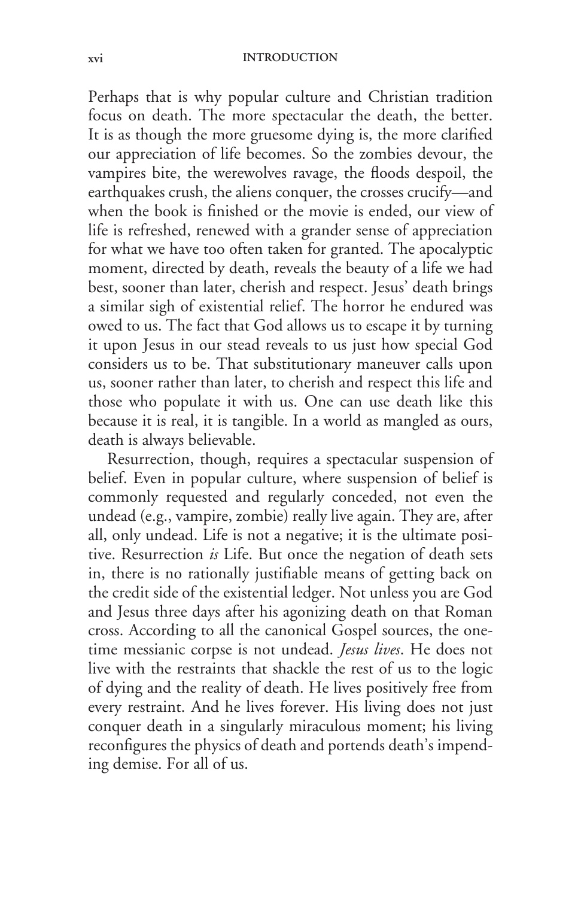Perhaps that is why popular culture and Christian tradition focus on death. The more spectacular the death, the better. It is as though the more gruesome dying is, the more clarified our appreciation of life becomes. So the zombies devour, the vampires bite, the werewolves ravage, the floods despoil, the earthquakes crush, the aliens conquer, the crosses crucify—and when the book is finished or the movie is ended, our view of life is refreshed, renewed with a grander sense of appreciation for what we have too often taken for granted. The apocalyptic moment, directed by death, reveals the beauty of a life we had best, sooner than later, cherish and respect. Jesus' death brings a similar sigh of existential relief. The horror he endured was owed to us. The fact that God allows us to escape it by turning it upon Jesus in our stead reveals to us just how special God considers us to be. That substitutionary maneuver calls upon us, sooner rather than later, to cherish and respect this life and those who populate it with us. One can use death like this because it is real, it is tangible. In a world as mangled as ours, death is always believable.

Resurrection, though, requires a spectacular suspension of belief. Even in popular culture, where suspension of belief is commonly requested and regularly conceded, not even the undead (e.g., vampire, zombie) really live again. They are, after all, only undead. Life is not a negative; it is the ultimate positive. Resurrection *is* Life. But once the negation of death sets in, there is no rationally justifiable means of getting back on the credit side of the existential ledger. Not unless you are God and Jesus three days after his agonizing death on that Roman cross. According to all the canonical Gospel sources, the one-time messianic corpse is not undead. *Jesus lives*. He does not live with the restraints that shackle the rest of us to the logic of dying and the reality of death. He lives positively free from every restraint. And he lives forever. His living does not just conquer death in a singularly miraculous moment; his living reconfigures the physics of death and portends death's impending demise. For all of us.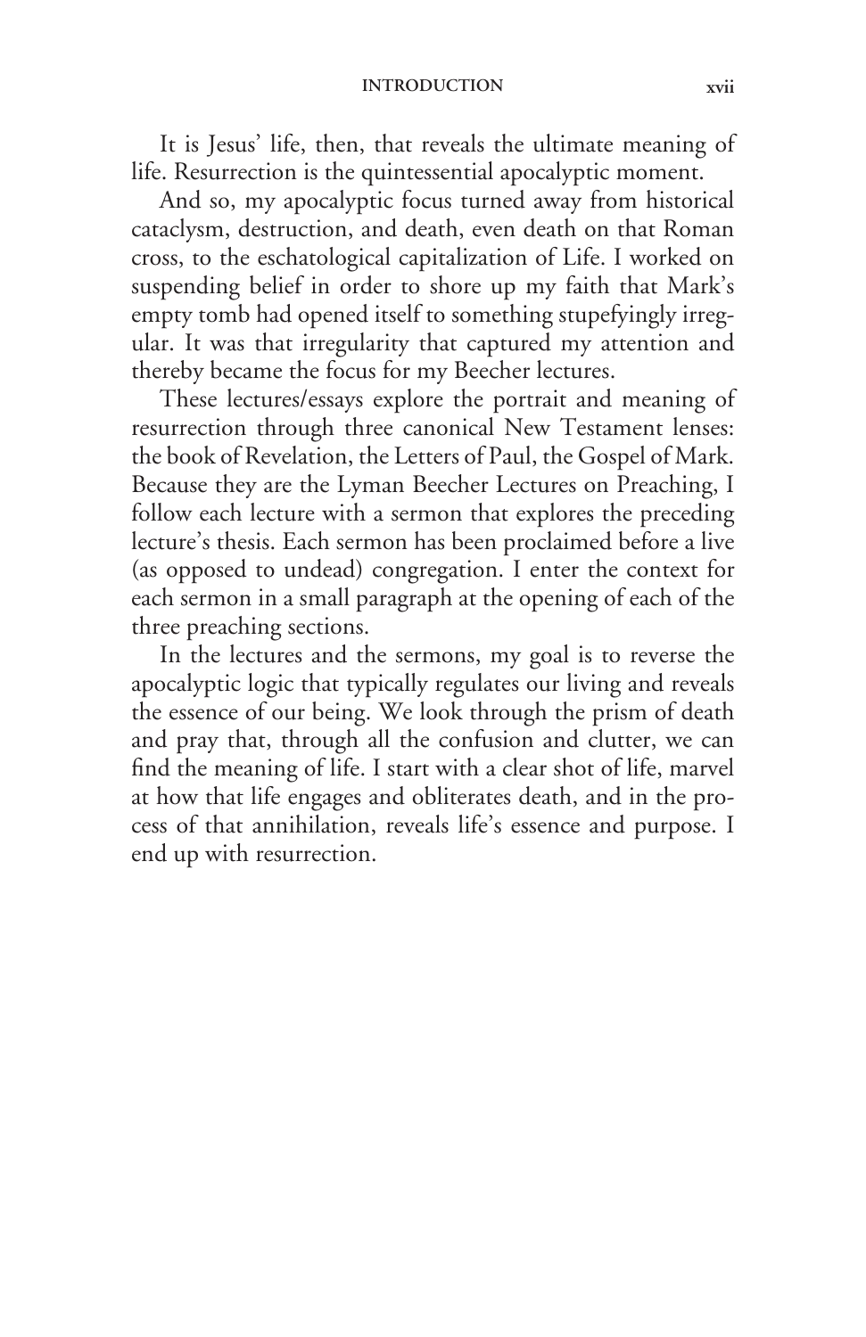It is Jesus' life, then, that reveals the ultimate meaning of life. Resurrection is the quintessential apocalyptic moment.

And so, my apocalyptic focus turned away from historical cataclysm, destruction, and death, even death on that Roman cross, to the eschatological capitalization of Life. I worked on suspending belief in order to shore up my faith that Mark's empty tomb had opened itself to something stupefyingly irregular. It was that irregularity that captured my attention and thereby became the focus for my Beecher lectures.

These lectures/essays explore the portrait and meaning of resurrection through three canonical New Testament lenses: the book of Revelation, the Letters of Paul, the Gospel of Mark. Because they are the Lyman Beecher Lectures on Preaching, I follow each lecture with a sermon that explores the preceding lecture's thesis. Each sermon has been proclaimed before a live (as opposed to undead) congregation. I enter the context for each sermon in a small paragraph at the opening of each of the three preaching sections.

In the lectures and the sermons, my goal is to reverse the apocalyptic logic that typically regulates our living and reveals the essence of our being. We look through the prism of death and pray that, through all the confusion and clutter, we can find the meaning of life. I start with a clear shot of life, marvel at how that life engages and obliterates death, and in the process of that annihilation, reveals life's essence and purpose. I end up with resurrection.